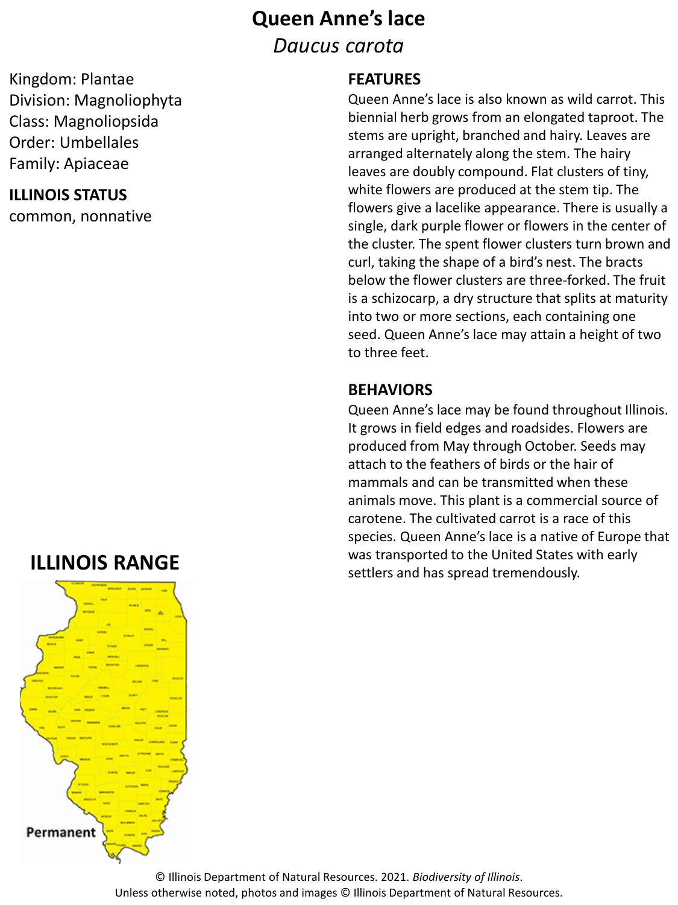# Queen Anne's lace

*Daucus carota*

Kingdom: Plantae
Division: Magnoliophyta
Class: Magnoliopsida
Order: Umbellales
Family: Apiaceae

**ILLINOIS STATUS**

common, nonnative

## FEATURES

Queen Anne's lace is also known as wild carrot. This biennial herb grows from an elongated taproot. The stems are upright, branched and hairy. Leaves are arranged alternately along the stem. The hairy leaves are doubly compound. Flat clusters of tiny, white flowers are produced at the stem tip. The flowers give a lacelike appearance. There is usually a single, dark purple flower or flowers in the center of the cluster. The spent flower clusters turn brown and curl, taking the shape of a bird's nest. The bracts below the flower clusters are three-forked. The fruit is a schizocarp, a dry structure that splits at maturity into two or more sections, each containing one seed. Queen Anne's lace may attain a height of two to three feet.

## BEHAVIORS

Queen Anne's lace may be found throughout Illinois. It grows in field edges and roadsides. Flowers are produced from May through October. Seeds may attach to the feathers of birds or the hair of mammals and can be transmitted when these animals move. This plant is a commercial source of carotene. The cultivated carrot is a race of this species. Queen Anne's lace is a native of Europe that was transported to the United States with early settlers and has spread tremendously.

## ILLINOIS RANGE

Permanent

© Illinois Department of Natural Resources. 2021. *Biodiversity of Illinois*.
Unless otherwise noted, photos and images © Illinois Department of Natural Resources.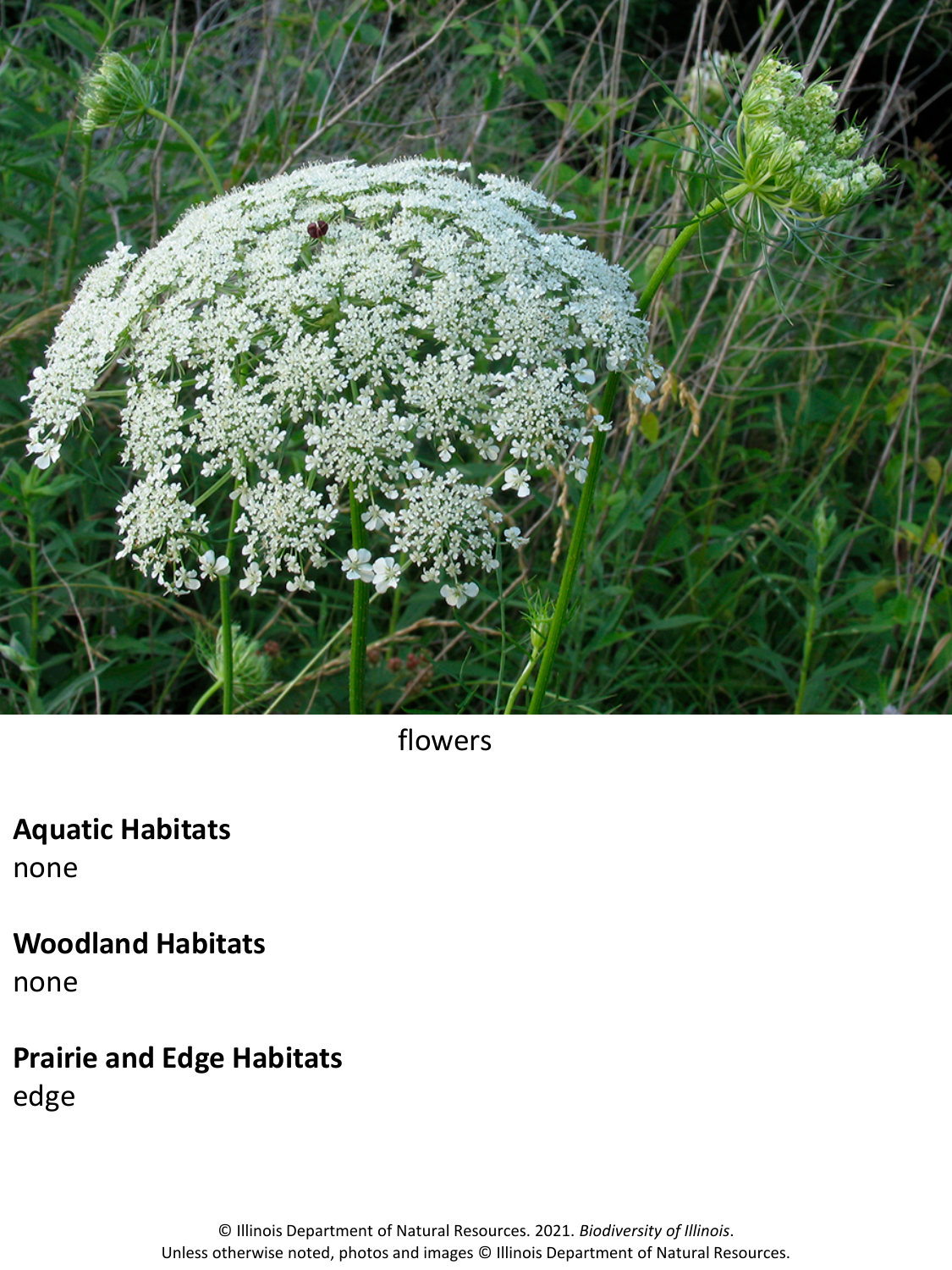flowers

**Aquatic Habitats**
none

**Woodland Habitats**
none

**Prairie and Edge Habitats**
edge

© Illinois Department of Natural Resources. 2021. *Biodiversity of Illinois*.
Unless otherwise noted, photos and images © Illinois Department of Natural Resources.